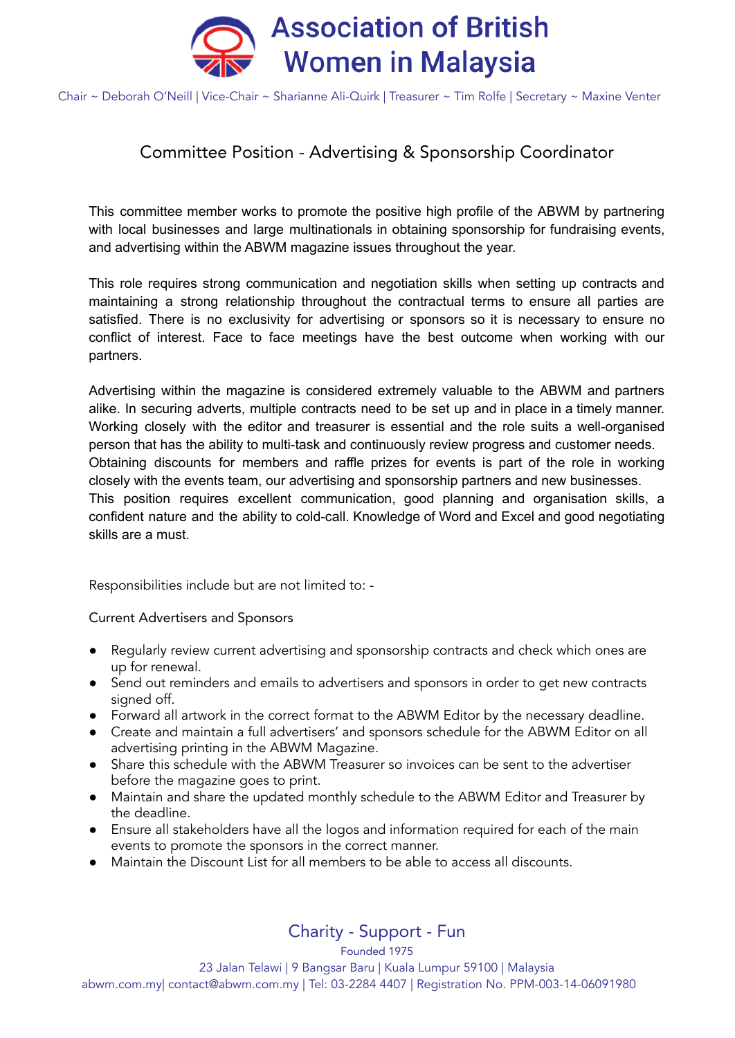# Association of British Women in Malaysia

Chair ~ Deborah O'Neill | Vice-Chair ~ Sharianne Ali-Quirk | Treasurer ~ Tim Rolfe | Secretary ~ Maxine Venter

## Committee Position - Advertising & Sponsorship Coordinator

This committee member works to promote the positive high profile of the ABWM by partnering with local businesses and large multinationals in obtaining sponsorship for fundraising events, and advertising within the ABWM magazine issues throughout the year.

This role requires strong communication and negotiation skills when setting up contracts and maintaining a strong relationship throughout the contractual terms to ensure all parties are satisfied. There is no exclusivity for advertising or sponsors so it is necessary to ensure no conflict of interest. Face to face meetings have the best outcome when working with our partners.

Advertising within the magazine is considered extremely valuable to the ABWM and partners alike. In securing adverts, multiple contracts need to be set up and in place in a timely manner. Working closely with the editor and treasurer is essential and the role suits a well-organised person that has the ability to multi-task and continuously review progress and customer needs. Obtaining discounts for members and raffle prizes for events is part of the role in working closely with the events team, our advertising and sponsorship partners and new businesses. This position requires excellent communication, good planning and organisation skills, a confident nature and the ability to cold-call. Knowledge of Word and Excel and good negotiating skills are a must.

Responsibilities include but are not limited to: -

Current Advertisers and Sponsors

- Regularly review current advertising and sponsorship contracts and check which ones are up for renewal.
- Send out reminders and emails to advertisers and sponsors in order to get new contracts signed off.
- Forward all artwork in the correct format to the ABWM Editor by the necessary deadline.
- Create and maintain a full advertisers' and sponsors schedule for the ABWM Editor on all advertising printing in the ABWM Magazine.
- Share this schedule with the ABWM Treasurer so invoices can be sent to the advertiser before the magazine goes to print.
- Maintain and share the updated monthly schedule to the ABWM Editor and Treasurer by the deadline.
- Ensure all stakeholders have all the logos and information required for each of the main events to promote the sponsors in the correct manner.
- Maintain the Discount List for all members to be able to access all discounts.

Charity - Support - Fun

Founded 1975

23 Jalan Telawi | 9 Bangsar Baru | Kuala Lumpur 59100 | Malaysia

abwm.com.my| contact@abwm.com.my | Tel: 03-2284 4407 | Registration No. PPM-003-14-06091980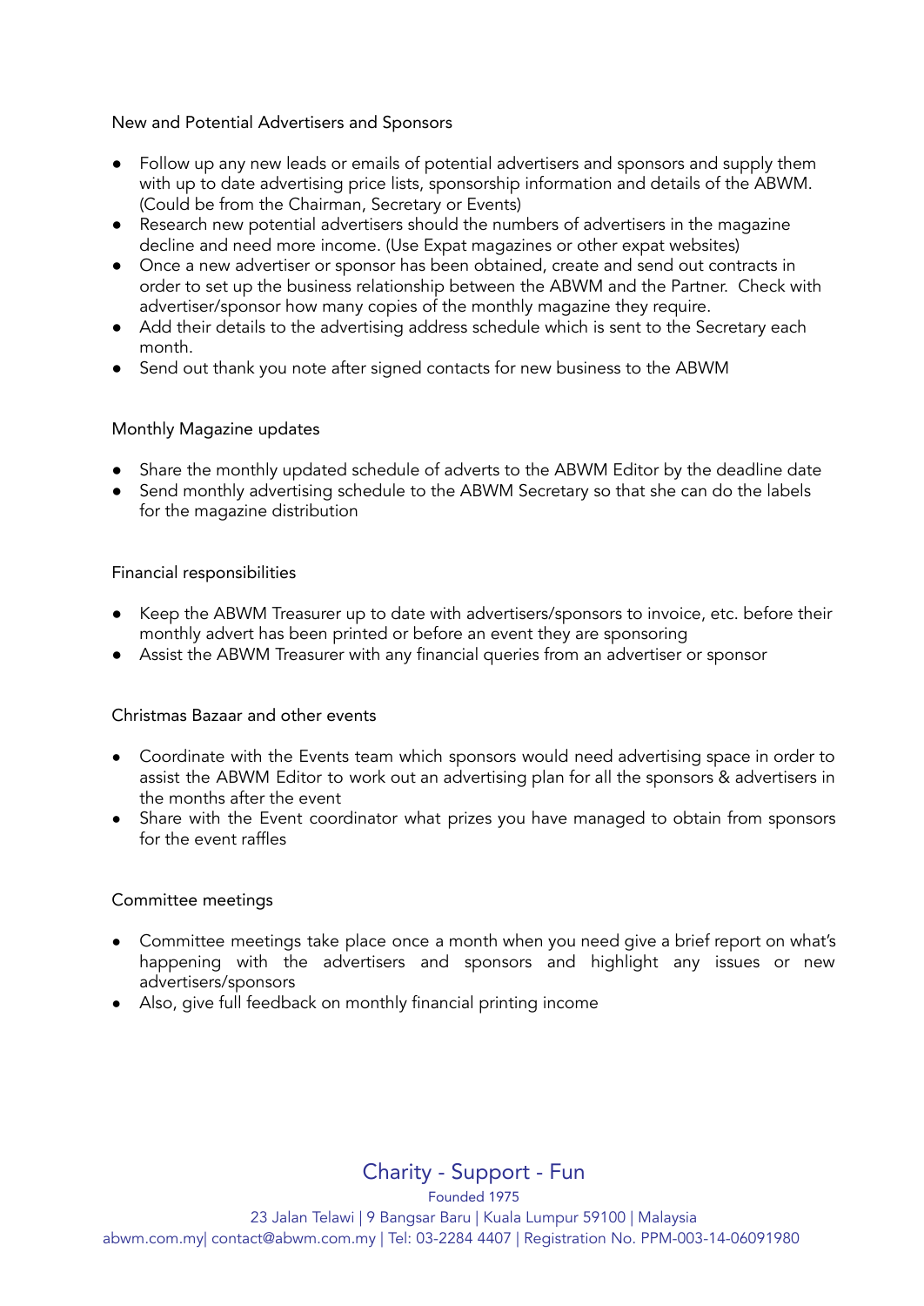New and Potential Advertisers and Sponsors

- Follow up any new leads or emails of potential advertisers and sponsors and supply them with up to date advertising price lists, sponsorship information and details of the ABWM. (Could be from the Chairman, Secretary or Events)
- Research new potential advertisers should the numbers of advertisers in the magazine decline and need more income. (Use Expat magazines or other expat websites)
- Once a new advertiser or sponsor has been obtained, create and send out contracts in order to set up the business relationship between the ABWM and the Partner. Check with advertiser/sponsor how many copies of the monthly magazine they require.
- Add their details to the advertising address schedule which is sent to the Secretary each month.
- Send out thank you note after signed contacts for new business to the ABWM

Monthly Magazine updates

- Share the monthly updated schedule of adverts to the ABWM Editor by the deadline date
- Send monthly advertising schedule to the ABWM Secretary so that she can do the labels for the magazine distribution

Financial responsibilities

- Keep the ABWM Treasurer up to date with advertisers/sponsors to invoice, etc. before their monthly advert has been printed or before an event they are sponsoring
- Assist the ABWM Treasurer with any financial queries from an advertiser or sponsor

Christmas Bazaar and other events

- Coordinate with the Events team which sponsors would need advertising space in order to assist the ABWM Editor to work out an advertising plan for all the sponsors & advertisers in the months after the event
- Share with the Event coordinator what prizes you have managed to obtain from sponsors for the event raffles

Committee meetings

- Committee meetings take place once a month when you need give a brief report on what's happening with the advertisers and sponsors and highlight any issues or new advertisers/sponsors
- Also, give full feedback on monthly financial printing income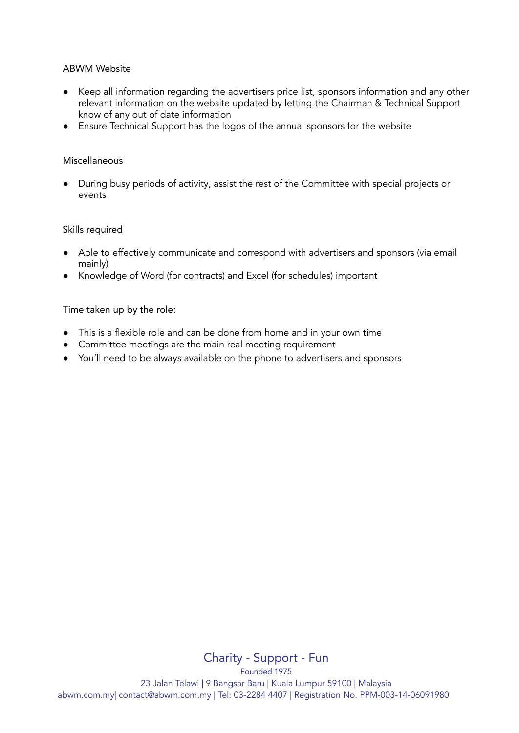### ABWM Website

- Keep all information regarding the advertisers price list, sponsors information and any other relevant information on the website updated by letting the Chairman & Technical Support know of any out of date information
- Ensure Technical Support has the logos of the annual sponsors for the website

### Miscellaneous

- During busy periods of activity, assist the rest of the Committee with special projects or events

### Skills required

- Able to effectively communicate and correspond with advertisers and sponsors (via email mainly)
- Knowledge of Word (for contracts) and Excel (for schedules) important

### Time taken up by the role:

- This is a flexible role and can be done from home and in your own time
- Committee meetings are the main real meeting requirement
- You'll need to be always available on the phone to advertisers and sponsors